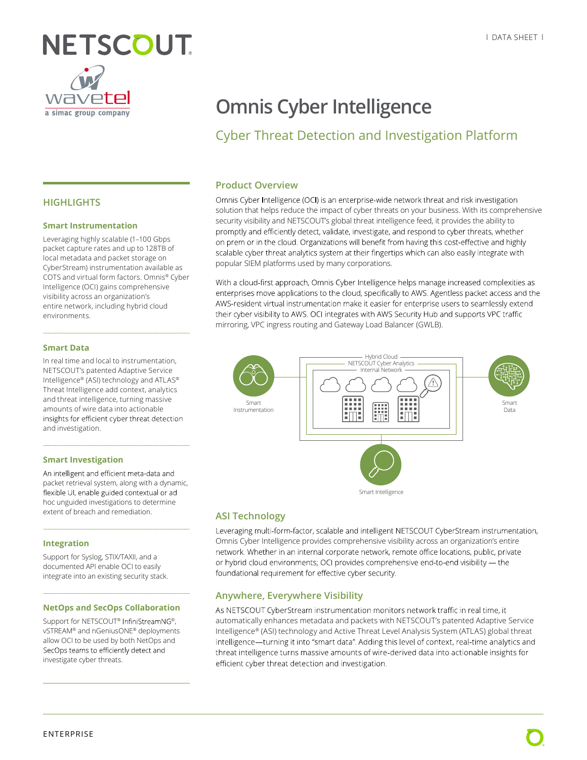| DATA SHEET |

# Omnis Cyber Intelligence

## Cyber Threat Detection and Investigation Platform

## HIGHLIGHTS

### Smart Instrumentation

Leveraging highly scalable (1–100 Gbps packet capture rates and up to 128TB of local metadata and packet storage on CyberStream) instrumentation available as COTS and virtual form factors. Omnis® Cyber Intelligence (OCI) gains comprehensive visibility across an organization's entire network, including hybrid cloud environments.

### Smart Data

In real time and local to instrumentation, NETSCOUT's patented Adaptive Service Intelligence® (ASI) technology and ATLAS® Threat Intelligence add context, analytics and threat intelligence, turning massive amounts of wire data into actionable insights for efficient cyber threat detection and investigation.

### Smart Investigation

An intelligent and efficient meta-data and packet retrieval system, along with a dynamic, flexible UI, enable guided contextual or ad hoc unguided investigations to determine extent of breach and remediation.

### Integration

Support for Syslog, STIX/TAXII, and a documented API enable OCI to easily integrate into an existing security stack.

### NetOps and SecOps Collaboration

Support for NETSCOUT® InfiniStreamNG®, vSTREAM® and nGeniusONE® deployments allow OCI to be used by both NetOps and SecOps teams to efficiently detect and investigate cyber threats.

## Product Overview

Omnis Cyber Intelligence (OCI) is an enterprise-wide network threat and risk investigation solution that helps reduce the impact of cyber threats on your business. With its comprehensive security visibility and NETSCOUT's global threat intelligence feed, it provides the ability to promptly and efficiently detect, validate, investigate, and respond to cyber threats, whether on prem or in the cloud. Organizations will benefit from having this cost-effective and highly scalable cyber threat analytics system at their fingertips which can also easily integrate with popular SIEM platforms used by many corporations.

With a cloud-first approach, Omnis Cyber Intelligence helps manage increased complexities as enterprises move applications to the cloud, specifically to AWS. Agentless packet access and the AWS-resident virtual instrumentation make it easier for enterprise users to seamlessly extend their cyber visibility to AWS. OCI integrates with AWS Security Hub and supports VPC traffic mirroring, VPC ingress routing and Gateway Load Balancer (GWLB).

Hybrid Cloud
NETSCOUT Cyber Analytics
Internal Network
Smart Instrumentation
Smart Data
Smart Intelligence

## ASI Technology

Leveraging multi-form-factor, scalable and intelligent NETSCOUT CyberStream instrumentation, Omnis Cyber Intelligence provides comprehensive visibility across an organization's entire network. Whether in an internal corporate network, remote office locations, public, private or hybrid cloud environments; OCI provides comprehensive end-to-end visibility — the foundational requirement for effective cyber security.

## Anywhere, Everywhere Visibility

As NETSCOUT CyberStream instrumentation monitors network traffic in real time, it automatically enhances metadata and packets with NETSCOUT's patented Adaptive Service Intelligence® (ASI) technology and Active Threat Level Analysis System (ATLAS) global threat intelligence—turning it into "smart data". Adding this level of context, real-time analytics and threat intelligence turns massive amounts of wire-derived data into actionable insights for efficient cyber threat detection and investigation.

ENTERPRISE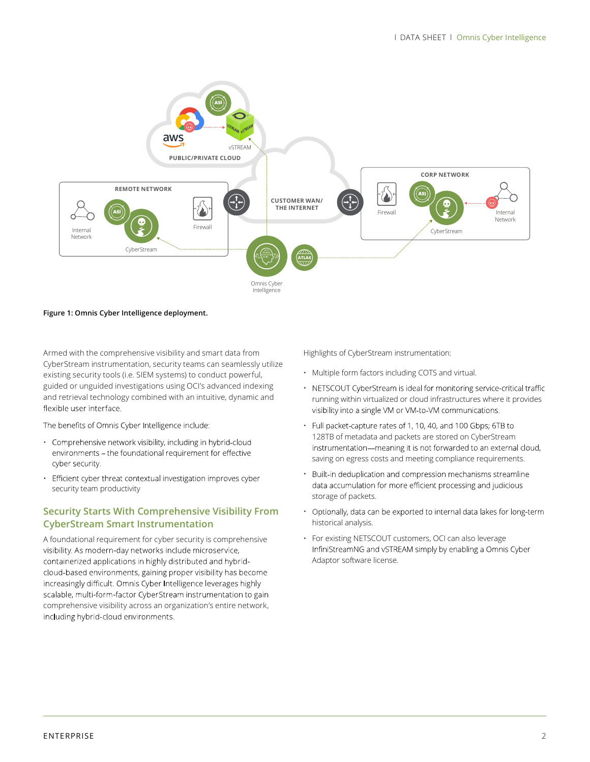PUBLIC/PRIVATE CLOUD

aws

vSTREAM

REMOTE NETWORK

Internal Network

CyberStream

Firewall

CUSTOMER WAN/ THE INTERNET

CORP NETWORK

Firewall

CyberStream

Internal Network

Omnis Cyber Intelligence

ATLAS

**Figure 1: Omnis Cyber Intelligence deployment.**

Armed with the comprehensive visibility and smart data from CyberStream instrumentation, security teams can seamlessly utilize existing security tools (i.e. SIEM systems) to conduct powerful, guided or unguided investigations using OCI's advanced indexing and retrieval technology combined with an intuitive, dynamic and flexible user interface.

The benefits of Omnis Cyber Intelligence include:

- Comprehensive network visibility, including in hybrid-cloud environments – the foundational requirement for effective cyber security.
- Efficient cyber threat contextual investigation improves cyber security team productivity

## Security Starts With Comprehensive Visibility From CyberStream Smart Instrumentation

A foundational requirement for cyber security is comprehensive visibility. As modern-day networks include microservice, containerized applications in highly distributed and hybrid-cloud-based environments, gaining proper visibility has become increasingly difficult. Omnis Cyber Intelligence leverages highly scalable, multi-form-factor CyberStream instrumentation to gain comprehensive visibility across an organization's entire network, including hybrid-cloud environments.

Highlights of CyberStream instrumentation:

- Multiple form factors including COTS and virtual.
- NETSCOUT CyberStream is ideal for monitoring service-critical traffic running within virtualized or cloud infrastructures where it provides visibility into a single VM or VM-to-VM communications.
- Full packet-capture rates of 1, 10, 40, and 100 Gbps; 6TB to 128TB of metadata and packets are stored on CyberStream instrumentation—meaning it is not forwarded to an external cloud, saving on egress costs and meeting compliance requirements.
- Built-in deduplication and compression mechanisms streamline data accumulation for more efficient processing and judicious storage of packets.
- Optionally, data can be exported to internal data lakes for long-term historical analysis.
- For existing NETSCOUT customers, OCI can also leverage InfiniStreamNG and vSTREAM simply by enabling a Omnis Cyber Adaptor software license.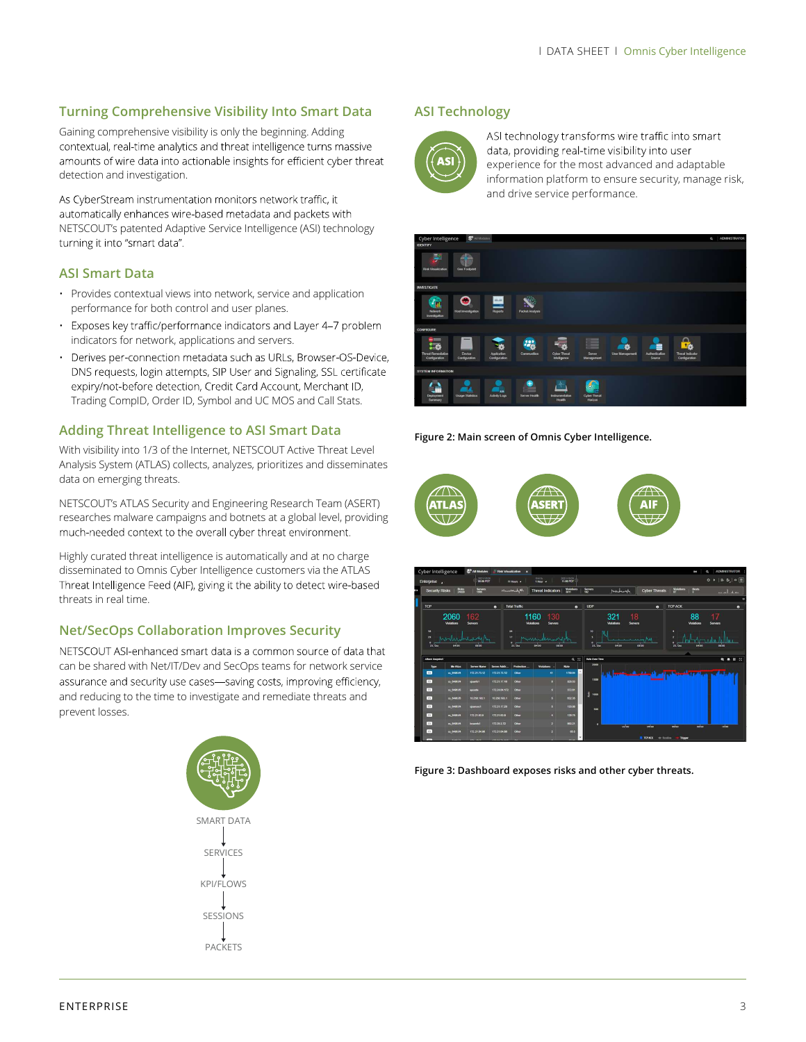## Turning Comprehensive Visibility Into Smart Data

Gaining comprehensive visibility is only the beginning. Adding contextual, real-time analytics and threat intelligence turns massive amounts of wire data into actionable insights for efficient cyber threat detection and investigation.

As CyberStream instrumentation monitors network traffic, it automatically enhances wire-based metadata and packets with NETSCOUT's patented Adaptive Service Intelligence (ASI) technology turning it into "smart data".

## ASI Smart Data

- Provides contextual views into network, service and application performance for both control and user planes.
- Exposes key traffic/performance indicators and Layer 4–7 problem indicators for network, applications and servers.
- Derives per-connection metadata such as URLs, Browser-OS-Device, DNS requests, login attempts, SIP User and Signaling, SSL certificate expiry/not-before detection, Credit Card Account, Merchant ID, Trading CompID, Order ID, Symbol and UC MOS and Call Stats.

## Adding Threat Intelligence to ASI Smart Data

With visibility into 1/3 of the Internet, NETSCOUT Active Threat Level Analysis System (ATLAS) collects, analyzes, prioritizes and disseminates data on emerging threats.

NETSCOUT's ATLAS Security and Engineering Research Team (ASERT) researches malware campaigns and botnets at a global level, providing much-needed context to the overall cyber threat environment.

Highly curated threat intelligence is automatically and at no charge disseminated to Omnis Cyber Intelligence customers via the ATLAS Threat Intelligence Feed (AIF), giving it the ability to detect wire-based threats in real time.

## Net/SecOps Collaboration Improves Security

NETSCOUT ASI-enhanced smart data is a common source of data that can be shared with Net/IT/Dev and SecOps teams for network service assurance and security use cases—saving costs, improving efficiency, and reducing to the time to investigate and remediate threats and prevent losses.

SMART DATA

SERVICES

KPI/FLOWS

SESSIONS

PACKETS

## ASI Technology

ASI technology transforms wire traffic into smart data, providing real-time visibility into user experience for the most advanced and adaptable information platform to ensure security, manage risk, and drive service performance.

**Figure 2: Main screen of Omnis Cyber Intelligence.**

**Figure 3: Dashboard exposes risks and other cyber threats.**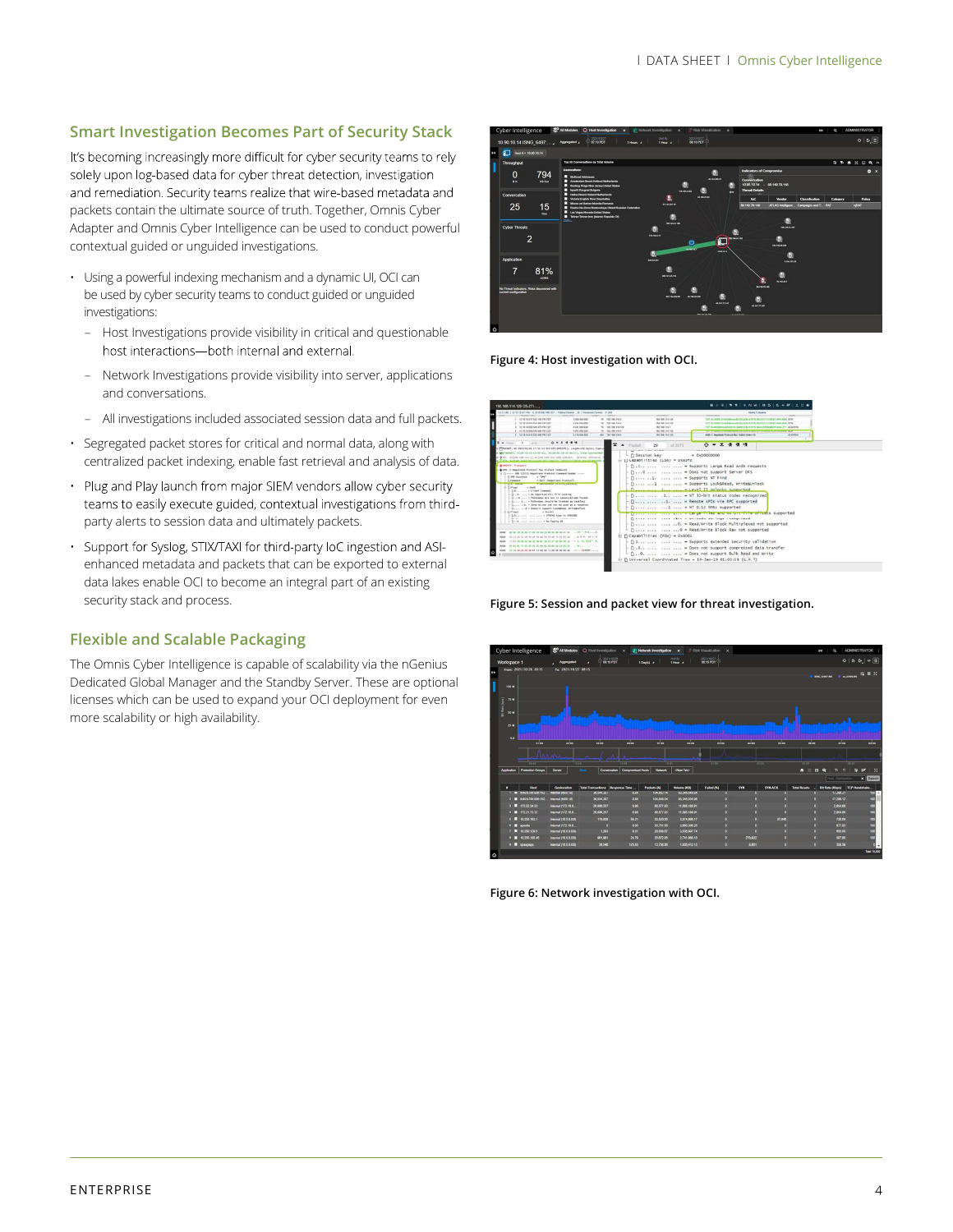## Smart Investigation Becomes Part of Security Stack

It's becoming increasingly more difficult for cyber security teams to rely solely upon log-based data for cyber threat detection, investigation and remediation. Security teams realize that wire-based metadata and packets contain the ultimate source of truth. Together, Omnis Cyber Adapter and Omnis Cyber Intelligence can be used to conduct powerful contextual guided or unguided investigations.

- Using a powerful indexing mechanism and a dynamic UI, OCI can be used by cyber security teams to conduct guided or unguided investigations:
  - Host Investigations provide visibility in critical and questionable host interactions—both internal and external.
  - Network Investigations provide visibility into server, applications and conversations.
  - All investigations included associated session data and full packets.
- Segregated packet stores for critical and normal data, along with centralized packet indexing, enable fast retrieval and analysis of data.
- Plug and Play launch from major SIEM vendors allow cyber security teams to easily execute guided, contextual investigations from third-party alerts to session data and ultimately packets.
- Support for Syslog, STIX/TAXI for third-party IoC ingestion and ASI-enhanced metadata and packets that can be exported to external data lakes enable OCI to become an integral part of an existing security stack and process.

## Flexible and Scalable Packaging

The Omnis Cyber Intelligence is capable of scalability via the nGenius Dedicated Global Manager and the Standby Server. These are optional licenses which can be used to expand your OCI deployment for even more scalability or high availability.

**Figure 4: Host investigation with OCI.**

**Figure 5: Session and packet view for threat investigation.**

**Figure 6: Network investigation with OCI.**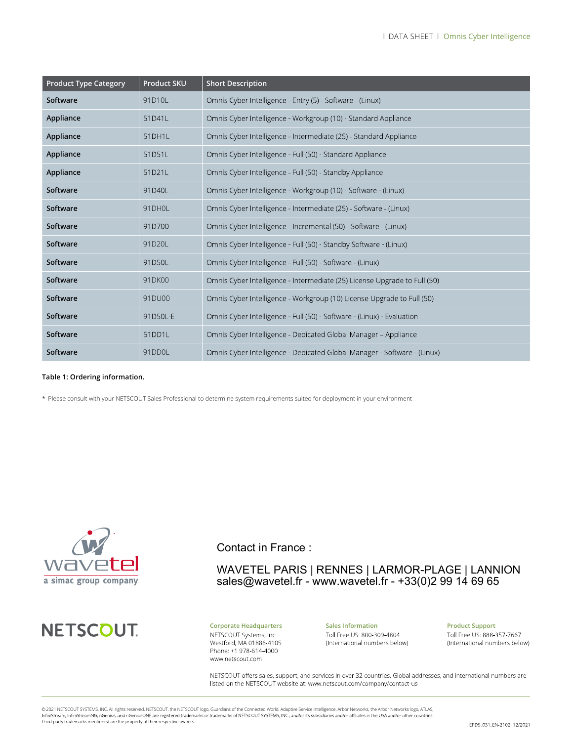| Product Type Category | Product SKU | Short Description |
|---|---|---|
| **Software** | 91D10L | Omnis Cyber Intelligence - Entry (5) - Software - (Linux) |
| **Appliance** | 51D41L | Omnis Cyber Intelligence - Workgroup (10) - Standard Appliance |
| **Appliance** | 51DH1L | Omnis Cyber Intelligence - Intermediate (25) - Standard Appliance |
| **Appliance** | 51D51L | Omnis Cyber Intelligence - Full (50) - Standard Appliance |
| **Appliance** | 51D21L | Omnis Cyber Intelligence - Full (50) - Standby Appliance |
| **Software** | 91D40L | Omnis Cyber Intelligence - Workgroup (10) - Software - (Linux) |
| **Software** | 91DH0L | Omnis Cyber Intelligence - Intermediate (25) - Software - (Linux) |
| **Software** | 91D700 | Omnis Cyber Intelligence - Incremental (50) - Software - (Linux) |
| **Software** | 91D20L | Omnis Cyber Intelligence - Full (50) - Standby Software - (Linux) |
| **Software** | 91D50L | Omnis Cyber Intelligence - Full (50) - Software - (Linux) |
| **Software** | 91DK00 | Omnis Cyber Intelligence - Intermediate (25) License Upgrade to Full (50) |
| **Software** | 91DU00 | Omnis Cyber Intelligence - Workgroup (10) License Upgrade to Full (50) |
| **Software** | 91D50L-E | Omnis Cyber Intelligence - Full (50) - Software - (Linux) - Evaluation |
| **Software** | 51DD1L | Omnis Cyber Intelligence - Dedicated Global Manager – Appliance |
| **Software** | 91DD0L | Omnis Cyber Intelligence - Dedicated Global Manager - Software - (Linux) |

**Table 1: Ordering information.**

* Please consult with your NETSCOUT Sales Professional to determine system requirements suited for deployment in your environment

wavetel
a simac group company

Contact in France :

WAVETEL PARIS | RENNES | LARMOR-PLAGE | LANNION
sales@wavetel.fr - www.wavetel.fr - +33(0)2 99 14 69 65

NETSCOUT.

**Corporate Headquarters**
NETSCOUT Systems, Inc.
Westford, MA 01886-4105
Phone: +1 978-614-4000
www.netscout.com

**Sales Information**
Toll Free US: 800-309-4804
(International numbers below)

**Product Support**
Toll Free US: 888-357-7667
(International numbers below)

NETSCOUT offers sales, support, and services in over 32 countries. Global addresses, and international numbers are listed on the NETSCOUT website at: www.netscout.com/company/contact-us

© 2021 NETSCOUT SYSTEMS, INC. All rights reserved. NETSCOUT, the NETSCOUT logo, Guardians of the Connected World, Adaptive Service Intelligence, Arbor Networks, the Arbor Networks logo, ATLAS, InfiniStream, InfiniStreamNG, nGenius, and nGeniusONE are registered trademarks or trademarks of NETSCOUT SYSTEMS, INC., and/or its subsidiaries and/or affiliates in the USA and/or other countries. Third-party trademarks mentioned are the property of their respective owners.

EPDS_031_EN-2102 12/2021